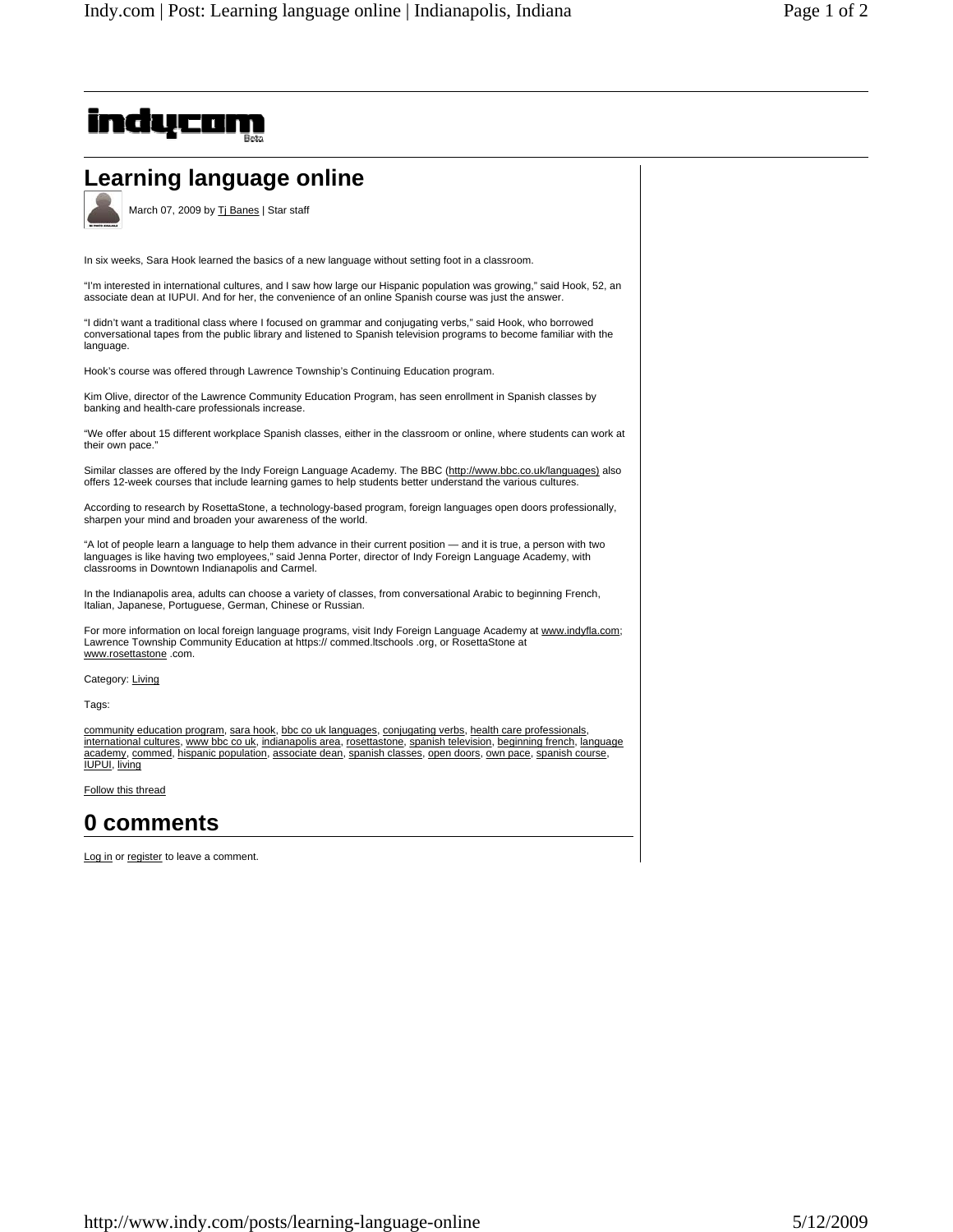indy.com

# Learning language online

March 07, 2009 by Tj Banes | Star staff

In six weeks, Sara Hook learned the basics of a new language without setting foot in a classroom.

"I'm interested in international cultures, and I saw how large our Hispanic population was growing," said Hook, 52, an associate dean at IUPUI. And for her, the convenience of an online Spanish course was just the answer.

"I didn't want a traditional class where I focused on grammar and conjugating verbs," said Hook, who borrowed conversational tapes from the public library and listened to Spanish television programs to become familiar with the language.

Hook's course was offered through Lawrence Township's Continuing Education program.

Kim Olive, director of the Lawrence Community Education Program, has seen enrollment in Spanish classes by banking and health-care professionals increase.

"We offer about 15 different workplace Spanish classes, either in the classroom or online, where students can work at their own pace."

Similar classes are offered by the Indy Foreign Language Academy. The BBC (http://www.bbc.co.uk/languages) also offers 12-week courses that include learning games to help students better understand the various cultures.

According to research by RosettaStone, a technology-based program, foreign languages open doors professionally, sharpen your mind and broaden your awareness of the world.

"A lot of people learn a language to help them advance in their current position — and it is true, a person with two languages is like having two employees," said Jenna Porter, director of Indy Foreign Language Academy, with classrooms in Downtown Indianapolis and Carmel.

In the Indianapolis area, adults can choose a variety of classes, from conversational Arabic to beginning French, Italian, Japanese, Portuguese, German, Chinese or Russian.

For more information on local foreign language programs, visit Indy Foreign Language Academy at www.indyfla.com; Lawrence Township Community Education at https:// commed.ltschools .org, or RosettaStone at www.rosettastone .com.

Category: Living

Tags:

community education program, sara hook, bbc co uk languages, conjugating verbs, health care professionals, international cultures, www bbc co uk, indianapolis area, rosettastone, spanish television, beginning french, language academy, commed, hispanic population, associate dean, spanish classes, open doors, own pace, spanish course, IUPUI, living

Follow this thread

## 0 comments

Log in or register to leave a comment.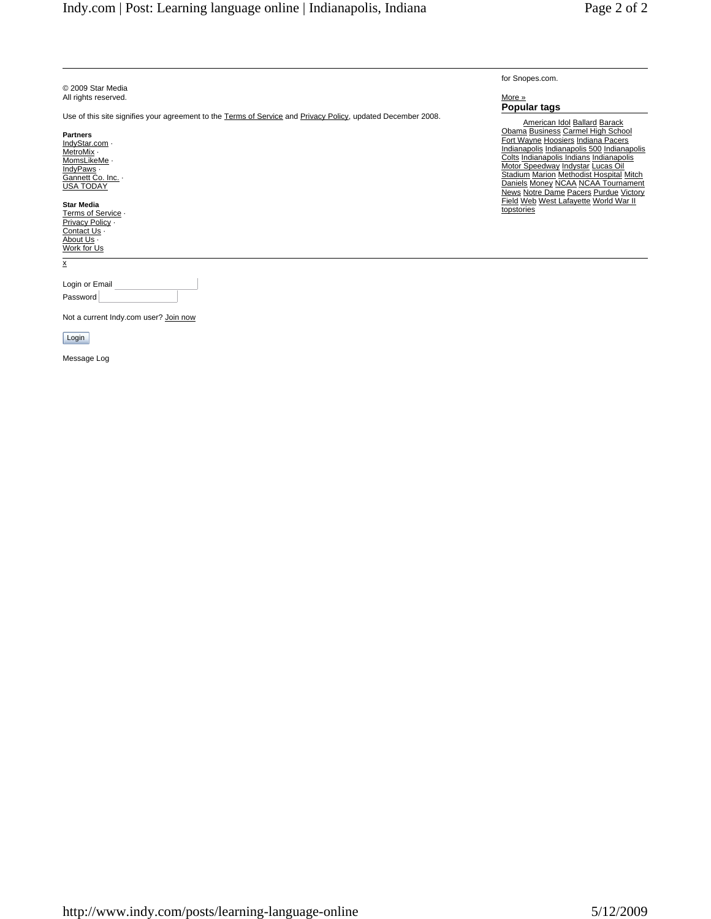for Snopes.com.

More »

## Popular tags

American Idol Ballard Barack Obama Business Carmel High School Fort Wayne Hoosiers Indiana Pacers Indianapolis Indianapolis 500 Indianapolis Colts Indianapolis Indians Indianapolis Motor Speedway Indystar Lucas Oil Stadium Marion Methodist Hospital Mitch Daniels Money NCAA NCAA Tournament News Notre Dame Pacers Purdue Victory Field Web West Lafayette World War II topstories

© 2009 Star Media
All rights reserved.

Use of this site signifies your agreement to the Terms of Service and Privacy Policy, updated December 2008.

**Partners**
IndyStar.com ·
MetroMix ·
MomsLikeMe ·
IndyPaws ·
Gannett Co. Inc. ·
USA TODAY

**Star Media**
Terms of Service ·
Privacy Policy ·
Contact Us ·
About Us ·
Work for Us

x

Login or Email

Password

Not a current Indy.com user? Join now

Login

Message Log